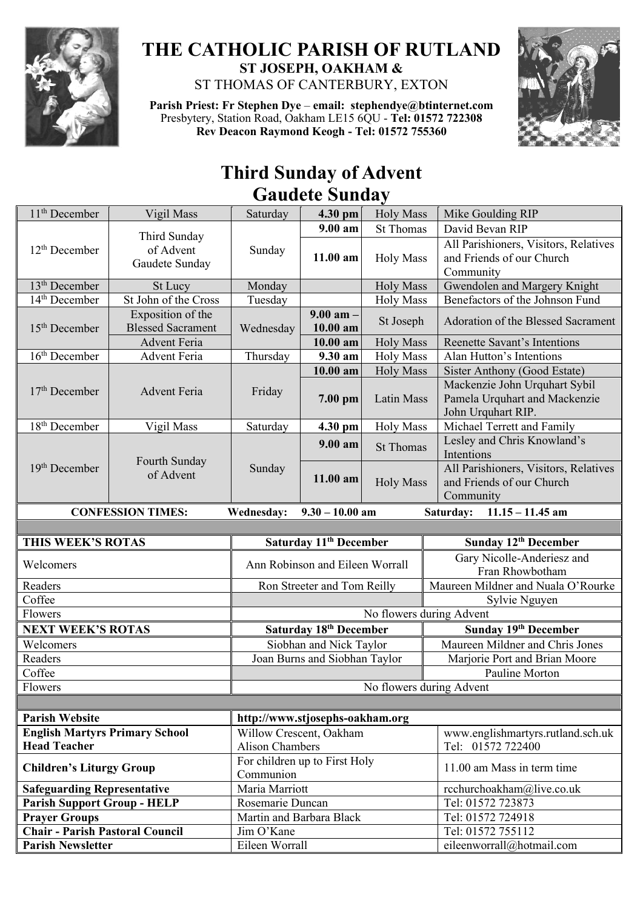# THE CATHOLIC PARISH OF RUTLAND

**ST JOSEPH, OAKHAM &**

ST THOMAS OF CANTERBURY, EXTON

**Parish Priest: Fr Stephen Dye** – **email: stephendye@btinternet.com**
Presbytery, Station Road, Oakham LE15 6QU - **Tel: 01572 722308**
**Rev Deacon Raymond Keogh - Tel: 01572 755360**

## Third Sunday of Advent
## Gaudete Sunday

| Date | Celebration | Day | Time | Mass | Intention |
|---|---|---|---|---|---|
| 11th December | Vigil Mass | Saturday | **4.30 pm** | Holy Mass | Mike Goulding RIP |
| 12th December | Third Sunday of Advent Gaudete Sunday | Sunday | **9.00 am** | St Thomas | David Bevan RIP |
| | | | **11.00 am** | Holy Mass | All Parishioners, Visitors, Relatives and Friends of our Church Community |
| 13th December | St Lucy | Monday | | Holy Mass | Gwendolen and Margery Knight |
| 14th December | St John of the Cross | Tuesday | | Holy Mass | Benefactors of the Johnson Fund |
| 15th December | Exposition of the Blessed Sacrament | Wednesday | **9.00 am – 10.00 am** | St Joseph | Adoration of the Blessed Sacrament |
| | Advent Feria | | **10.00 am** | Holy Mass | Reenette Savant's Intentions |
| 16th December | Advent Feria | Thursday | **9.30 am** | Holy Mass | Alan Hutton's Intentions |
| 17th December | Advent Feria | Friday | **10.00 am** | Holy Mass | Sister Anthony (Good Estate) |
| | | | **7.00 pm** | Latin Mass | Mackenzie John Urquhart Sybil Pamela Urquhart and Mackenzie John Urquhart RIP. |
| 18th December | Vigil Mass | Saturday | **4.30 pm** | Holy Mass | Michael Terrett and Family |
| 19th December | Fourth Sunday of Advent | Sunday | **9.00 am** | St Thomas | Lesley and Chris Knowland's Intentions |
| | | | **11.00 am** | Holy Mass | All Parishioners, Visitors, Relatives and Friends of our Church Community |

**CONFESSION TIMES: Wednesday: 9.30 – 10.00 am Saturday: 11.15 – 11.45 am**

| **THIS WEEK'S ROTAS** | **Saturday 11th December** | **Sunday 12th December** |
|---|---|---|
| Welcomers | Ann Robinson and Eileen Worrall | Gary Nicolle-Anderiesz and Fran Rhowbotham |
| Readers | Ron Streeter and Tom Reilly | Maureen Mildner and Nuala O'Rourke |
| Coffee | | Sylvie Nguyen |
| Flowers | No flowers during Advent | |
| **NEXT WEEK'S ROTAS** | **Saturday 18th December** | **Sunday 19th December** |
| Welcomers | Siobhan and Nick Taylor | Maureen Mildner and Chris Jones |
| Readers | Joan Burns and Siobhan Taylor | Marjorie Port and Brian Moore |
| Coffee | | Pauline Morton |
| Flowers | No flowers during Advent | |

| | | |
|---|---|---|
| **Parish Website** | **http://www.stjosephs-oakham.org** | |
| **English Martyrs Primary School Head Teacher** | Willow Crescent, Oakham Alison Chambers | www.englishmartyrs.rutland.sch.uk Tel: 01572 722400 |
| **Children's Liturgy Group** | For children up to First Holy Communion | 11.00 am Mass in term time |
| **Safeguarding Representative** | Maria Marriott | rcchurchoakham@live.co.uk |
| **Parish Support Group - HELP** | Rosemarie Duncan | Tel: 01572 723873 |
| **Prayer Groups** | Martin and Barbara Black | Tel: 01572 724918 |
| **Chair - Parish Pastoral Council** | Jim O'Kane | Tel: 01572 755112 |
| **Parish Newsletter** | Eileen Worrall | eileenworrall@hotmail.com |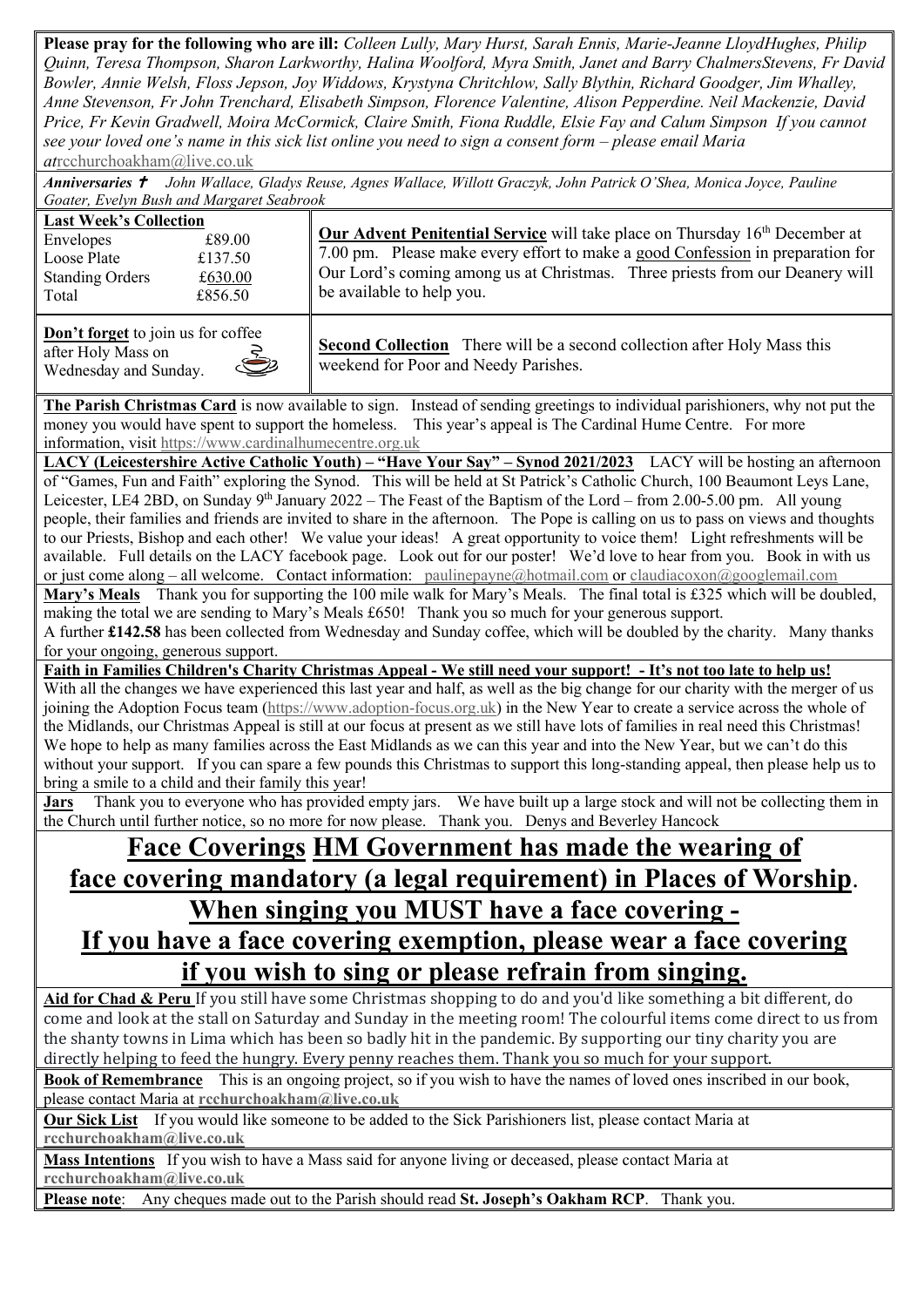**Please pray for the following who are ill:** *Colleen Lully, Mary Hurst, Sarah Ennis, Marie-Jeanne LloydHughes, Philip Quinn, Teresa Thompson, Sharon Larkworthy, Halina Woolford, Myra Smith, Janet and Barry ChalmersStevens, Fr David Bowler, Annie Welsh, Floss Jepson, Joy Widdows, Krystyna Critchlow, Sally Blythin, Richard Goodger, Jim Whalley, Anne Stevenson, Fr John Trenchard, Elisabeth Simpson, Florence Valentine, Alison Pepperdine. Neil Mackenzie, David Price, Fr Kevin Gradwell, Moira McCormick, Claire Smith, Fiona Ruddle, Elsie Fay and Calum Simpson If you cannot see your loved one's name in this sick list online you need to sign a consent form – please email Maria at*rcchurchoakham@live.co.uk

***Anniversaries*** ✝ *John Wallace, Gladys Reuse, Agnes Wallace, Willott Graczyk, John Patrick O'Shea, Monica Joyce, Pauline Goater, Evelyn Bush and Margaret Seabrook*

**Last Week's Collection**

| | |
|---|---|
| Envelopes | £89.00 |
| Loose Plate | £137.50 |
| Standing Orders | £630.00 |
| Total | £856.50 |

**Our Advent Penitential Service** will take place on Thursday 16th December at 7.00 pm. Please make every effort to make a good Confession in preparation for Our Lord's coming among us at Christmas. Three priests from our Deanery will be available to help you.

**Don't forget** to join us for coffee after Holy Mass on Wednesday and Sunday.

**Second Collection** There will be a second collection after Holy Mass this weekend for Poor and Needy Parishes.

**The Parish Christmas Card** is now available to sign. Instead of sending greetings to individual parishioners, why not put the money you would have spent to support the homeless. This year's appeal is The Cardinal Hume Centre. For more information, visit https://www.cardinalhumecentre.org.uk

**LACY (Leicestershire Active Catholic Youth) – "Have Your Say" – Synod 2021/2023** LACY will be hosting an afternoon of "Games, Fun and Faith" exploring the Synod. This will be held at St Patrick's Catholic Church, 100 Beaumont Leys Lane, Leicester, LE4 2BD, on Sunday 9th January 2022 – The Feast of the Baptism of the Lord – from 2.00-5.00 pm. All young people, their families and friends are invited to share in the afternoon. The Pope is calling on us to pass on views and thoughts to our Priests, Bishop and each other! We value your ideas! A great opportunity to voice them! Light refreshments will be available. Full details on the LACY facebook page. Look out for our poster! We'd love to hear from you. Book in with us or just come along – all welcome. Contact information: paulinepayne@hotmail.com or claudiacoxon@googlemail.com

**Mary's Meals** Thank you for supporting the 100 mile walk for Mary's Meals. The final total is £325 which will be doubled, making the total we are sending to Mary's Meals £650! Thank you so much for your generous support.
A further **£142.58** has been collected from Wednesday and Sunday coffee, which will be doubled by the charity. Many thanks for your ongoing, generous support.

**Faith in Families Children's Charity Christmas Appeal - We still need your support! - It's not too late to help us!**
With all the changes we have experienced this last year and half, as well as the big change for our charity with the merger of us joining the Adoption Focus team (https://www.adoption-focus.org.uk) in the New Year to create a service across the whole of the Midlands, our Christmas Appeal is still at our focus at present as we still have lots of families in real need this Christmas! We hope to help as many families across the East Midlands as we can this year and into the New Year, but we can't do this without your support. If you can spare a few pounds this Christmas to support this long-standing appeal, then please help us to bring a smile to a child and their family this year!

**Jars** Thank you to everyone who has provided empty jars. We have built up a large stock and will not be collecting them in the Church until further notice, so no more for now please. Thank you. Denys and Beverley Hancock

# Face Coverings HM Government has made the wearing of face covering mandatory (a legal requirement) in Places of Worship. When singing you MUST have a face covering - If you have a face covering exemption, please wear a face covering if you wish to sing or please refrain from singing.

**Aid for Chad & Peru** If you still have some Christmas shopping to do and you'd like something a bit different, do come and look at the stall on Saturday and Sunday in the meeting room! The colourful items come direct to us from the shanty towns in Lima which has been so badly hit in the pandemic. By supporting our tiny charity you are directly helping to feed the hungry. Every penny reaches them. Thank you so much for your support.

**Book of Remembrance** This is an ongoing project, so if you wish to have the names of loved ones inscribed in our book, please contact Maria at **rcchurchoakham@live.co.uk**

**Our Sick List** If you would like someone to be added to the Sick Parishioners list, please contact Maria at **rcchurchoakham@live.co.uk**

**Mass Intentions** If you wish to have a Mass said for anyone living or deceased, please contact Maria at **rcchurchoakham@live.co.uk**

**Please note**: Any cheques made out to the Parish should read **St. Joseph's Oakham RCP**. Thank you.